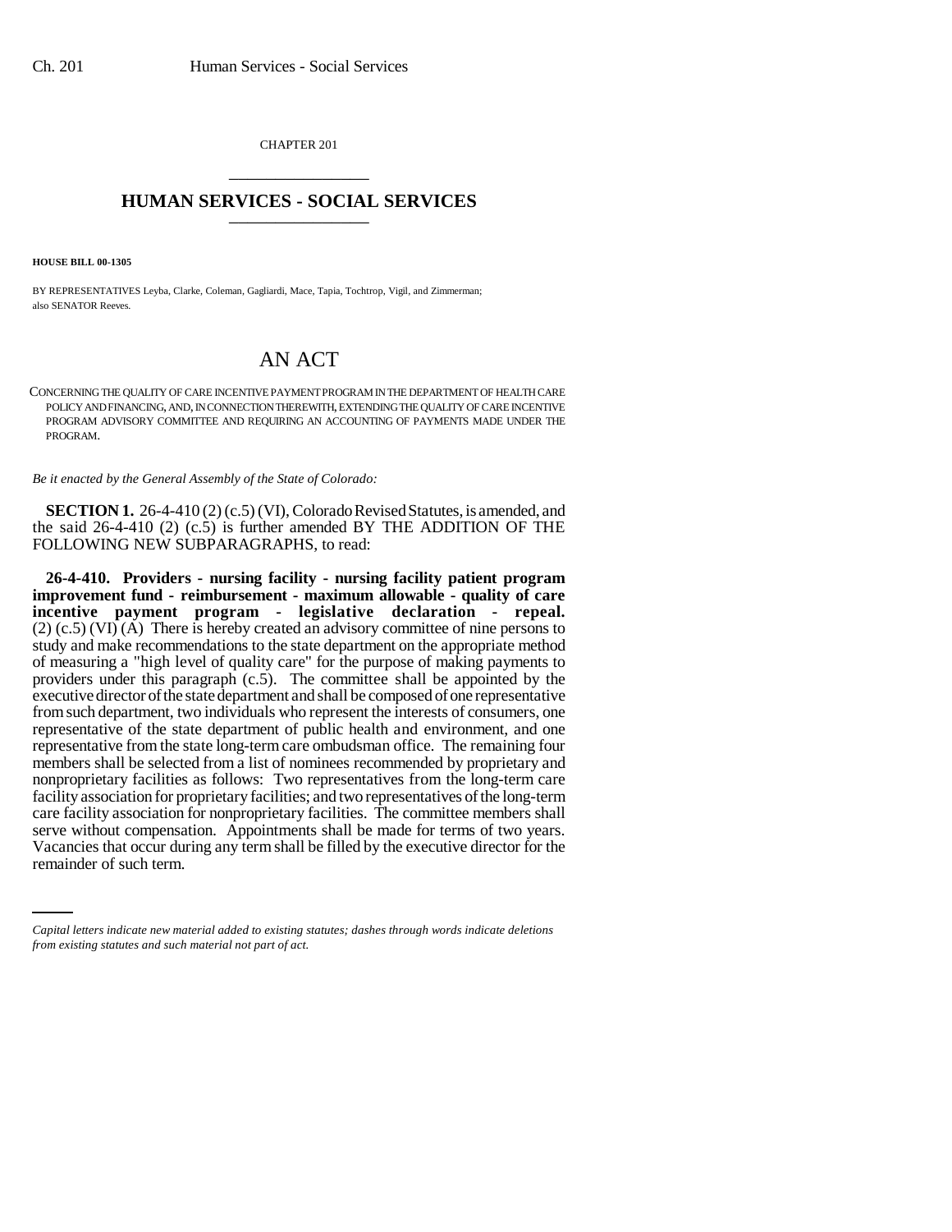CHAPTER 201

# HUMAN SERVICES - SOCIAL SERVICES

**HOUSE BILL 00-1305**

BY REPRESENTATIVES Leyba, Clarke, Coleman, Gagliardi, Mace, Tapia, Tochtrop, Vigil, and Zimmerman; also SENATOR Reeves.

## AN ACT

CONCERNING THE QUALITY OF CARE INCENTIVE PAYMENT PROGRAM IN THE DEPARTMENT OF HEALTH CARE POLICY AND FINANCING, AND, IN CONNECTION THEREWITH, EXTENDING THE QUALITY OF CARE INCENTIVE PROGRAM ADVISORY COMMITTEE AND REQUIRING AN ACCOUNTING OF PAYMENTS MADE UNDER THE PROGRAM.

*Be it enacted by the General Assembly of the State of Colorado:*

**SECTION 1.** 26-4-410 (2) (c.5) (VI), Colorado Revised Statutes, is amended, and the said 26-4-410 (2) (c.5) is further amended BY THE ADDITION OF THE FOLLOWING NEW SUBPARAGRAPHS, to read:

**26-4-410. Providers - nursing facility - nursing facility patient program improvement fund - reimbursement - maximum allowable - quality of care incentive payment program - legislative declaration - repeal.** (2) (c.5) (VI) (A) There is hereby created an advisory committee of nine persons to study and make recommendations to the state department on the appropriate method of measuring a "high level of quality care" for the purpose of making payments to providers under this paragraph (c.5). The committee shall be appointed by the executive director of the state department and shall be composed of one representative from such department, two individuals who represent the interests of consumers, one representative of the state department of public health and environment, and one representative from the state long-term care ombudsman office. The remaining four members shall be selected from a list of nominees recommended by proprietary and nonproprietary facilities as follows: Two representatives from the long-term care facility association for proprietary facilities; and two representatives of the long-term care facility association for nonproprietary facilities. The committee members shall serve without compensation. Appointments shall be made for terms of two years. Vacancies that occur during any term shall be filled by the executive director for the remainder of such term.

*Capital letters indicate new material added to existing statutes; dashes through words indicate deletions from existing statutes and such material not part of act.*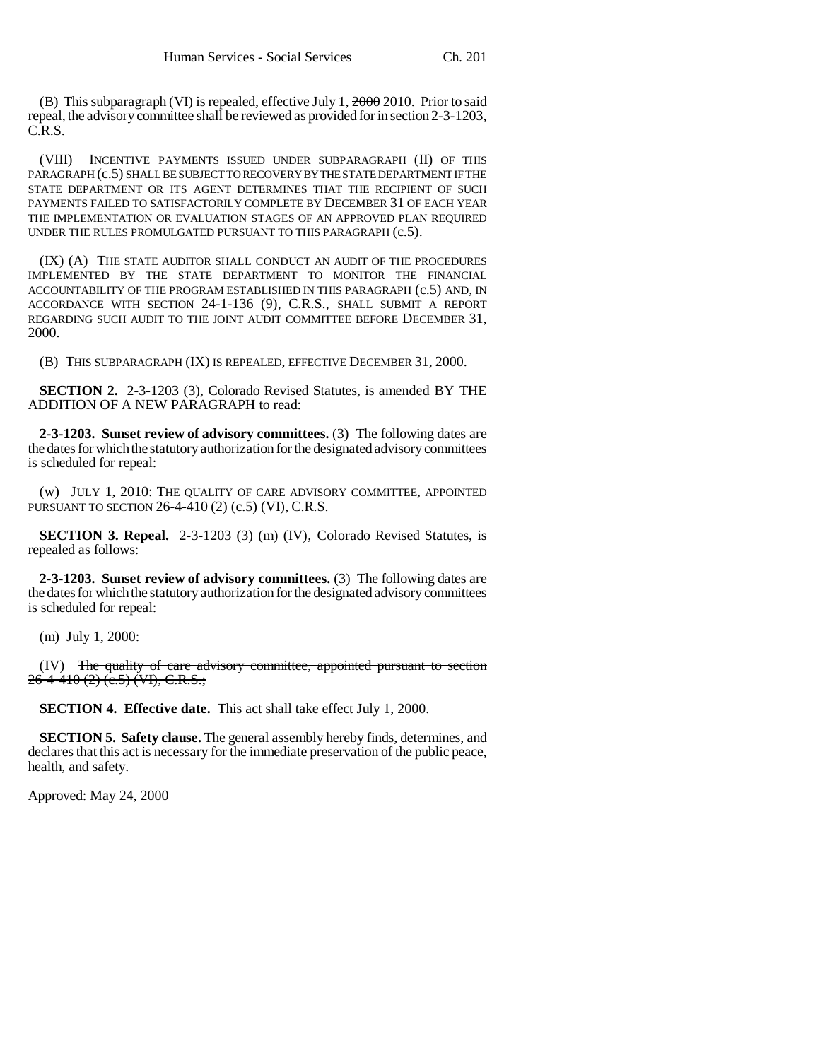(B) This subparagraph (VI) is repealed, effective July 1, ~~2000~~ 2010. Prior to said repeal, the advisory committee shall be reviewed as provided for in section 2-3-1203, C.R.S.

(VIII) INCENTIVE PAYMENTS ISSUED UNDER SUBPARAGRAPH (II) OF THIS PARAGRAPH (c.5) SHALL BE SUBJECT TO RECOVERY BY THE STATE DEPARTMENT IF THE STATE DEPARTMENT OR ITS AGENT DETERMINES THAT THE RECIPIENT OF SUCH PAYMENTS FAILED TO SATISFACTORILY COMPLETE BY DECEMBER 31 OF EACH YEAR THE IMPLEMENTATION OR EVALUATION STAGES OF AN APPROVED PLAN REQUIRED UNDER THE RULES PROMULGATED PURSUANT TO THIS PARAGRAPH (c.5).

(IX) (A) THE STATE AUDITOR SHALL CONDUCT AN AUDIT OF THE PROCEDURES IMPLEMENTED BY THE STATE DEPARTMENT TO MONITOR THE FINANCIAL ACCOUNTABILITY OF THE PROGRAM ESTABLISHED IN THIS PARAGRAPH (c.5) AND, IN ACCORDANCE WITH SECTION 24-1-136 (9), C.R.S., SHALL SUBMIT A REPORT REGARDING SUCH AUDIT TO THE JOINT AUDIT COMMITTEE BEFORE DECEMBER 31, 2000.

(B) THIS SUBPARAGRAPH (IX) IS REPEALED, EFFECTIVE DECEMBER 31, 2000.

**SECTION 2.** 2-3-1203 (3), Colorado Revised Statutes, is amended BY THE ADDITION OF A NEW PARAGRAPH to read:

**2-3-1203. Sunset review of advisory committees.** (3) The following dates are the dates for which the statutory authorization for the designated advisory committees is scheduled for repeal:

(w) JULY 1, 2010: THE QUALITY OF CARE ADVISORY COMMITTEE, APPOINTED PURSUANT TO SECTION 26-4-410 (2) (c.5) (VI), C.R.S.

**SECTION 3. Repeal.** 2-3-1203 (3) (m) (IV), Colorado Revised Statutes, is repealed as follows:

**2-3-1203. Sunset review of advisory committees.** (3) The following dates are the dates for which the statutory authorization for the designated advisory committees is scheduled for repeal:

(m) July 1, 2000:

(IV) ~~The quality of care advisory committee, appointed pursuant to section 26-4-410 (2) (c.5) (VI), C.R.S.;~~

**SECTION 4. Effective date.** This act shall take effect July 1, 2000.

**SECTION 5. Safety clause.** The general assembly hereby finds, determines, and declares that this act is necessary for the immediate preservation of the public peace, health, and safety.

Approved: May 24, 2000